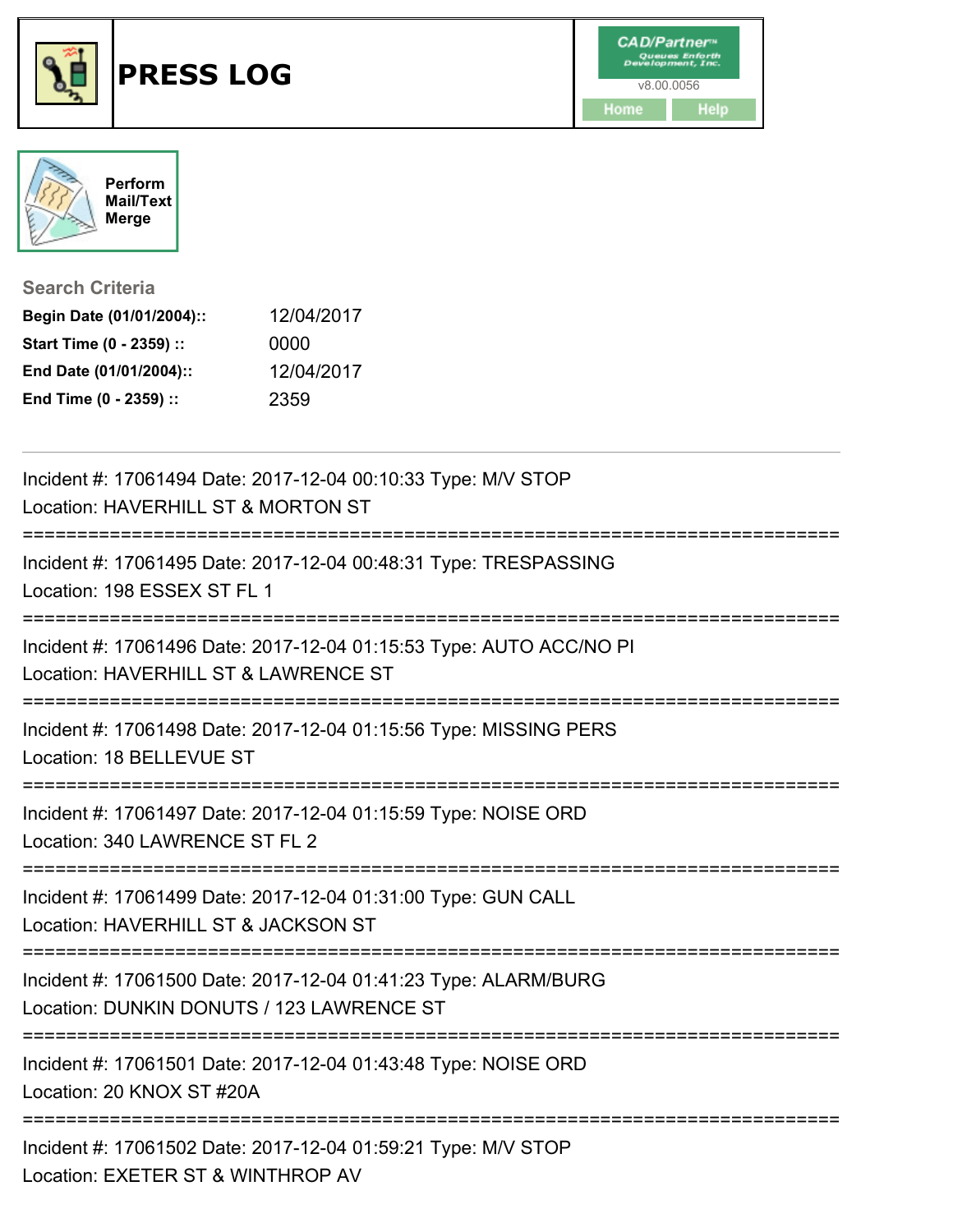# PRESS LOG

CAD/Partner™ Queues Enforth Development, Inc. v8.00.0056

Home Help

Perform Mail/Text Merge

**Search Criteria**

**Begin Date (01/01/2004)::** 12/04/2017
**Start Time (0 - 2359) ::** 0000
**End Date (01/01/2004)::** 12/04/2017
**End Time (0 - 2359) ::** 2359

---

Incident #: 17061494 Date: 2017-12-04 00:10:33 Type: M/V STOP
Location: HAVERHILL ST & MORTON ST

===========================================================================

Incident #: 17061495 Date: 2017-12-04 00:48:31 Type: TRESPASSING
Location: 198 ESSEX ST FL 1

===========================================================================

Incident #: 17061496 Date: 2017-12-04 01:15:53 Type: AUTO ACC/NO PI
Location: HAVERHILL ST & LAWRENCE ST

===========================================================================

Incident #: 17061498 Date: 2017-12-04 01:15:56 Type: MISSING PERS
Location: 18 BELLEVUE ST

===========================================================================

Incident #: 17061497 Date: 2017-12-04 01:15:59 Type: NOISE ORD
Location: 340 LAWRENCE ST FL 2

===========================================================================

Incident #: 17061499 Date: 2017-12-04 01:31:00 Type: GUN CALL
Location: HAVERHILL ST & JACKSON ST

===========================================================================

Incident #: 17061500 Date: 2017-12-04 01:41:23 Type: ALARM/BURG
Location: DUNKIN DONUTS / 123 LAWRENCE ST

===========================================================================

Incident #: 17061501 Date: 2017-12-04 01:43:48 Type: NOISE ORD
Location: 20 KNOX ST #20A

===========================================================================

Incident #: 17061502 Date: 2017-12-04 01:59:21 Type: M/V STOP
Location: EXETER ST & WINTHROP AV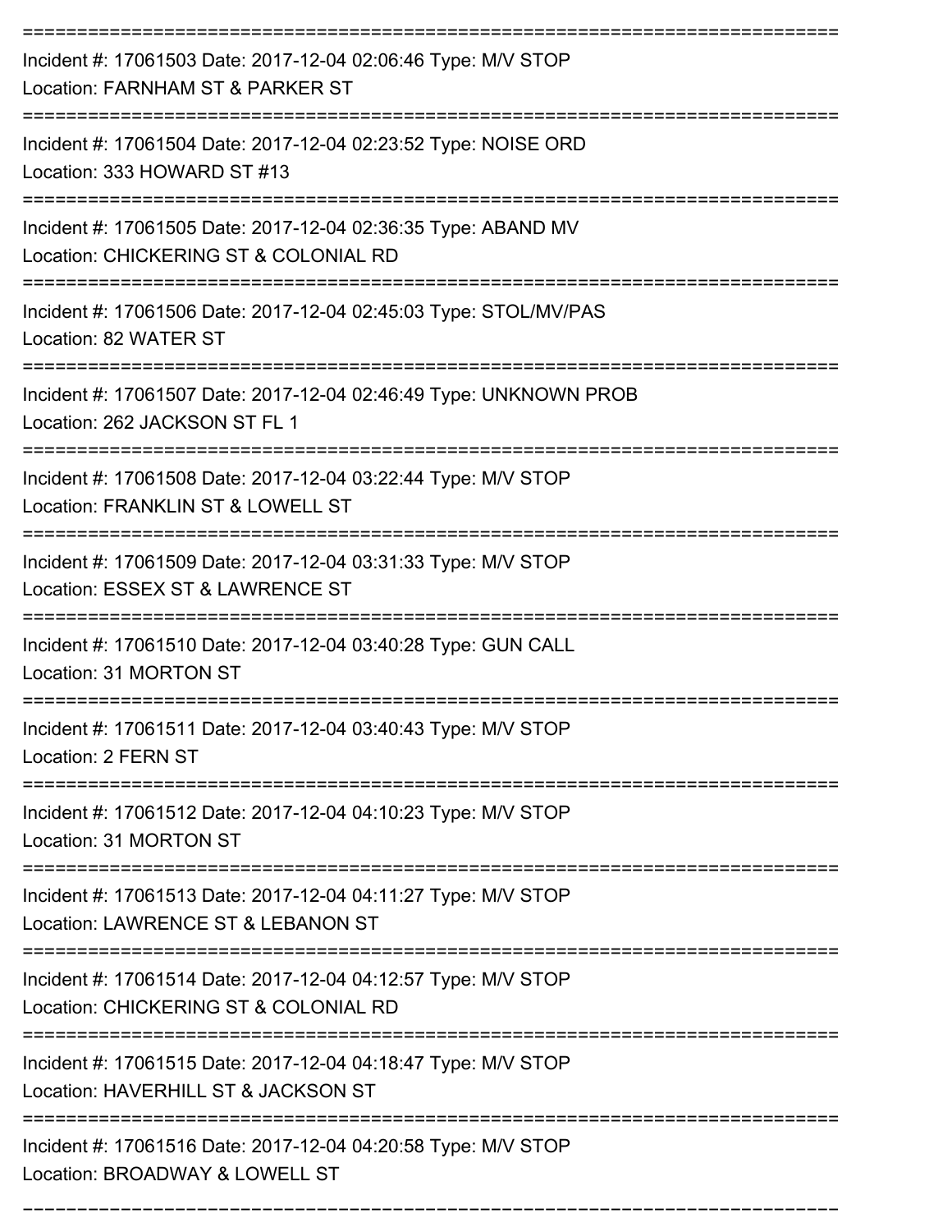===========================================================================
Incident #: 17061503 Date: 2017-12-04 02:06:46 Type: M/V STOP
Location: FARNHAM ST & PARKER ST
===========================================================================
Incident #: 17061504 Date: 2017-12-04 02:23:52 Type: NOISE ORD
Location: 333 HOWARD ST #13
===========================================================================
Incident #: 17061505 Date: 2017-12-04 02:36:35 Type: ABAND MV
Location: CHICKERING ST & COLONIAL RD
===========================================================================
Incident #: 17061506 Date: 2017-12-04 02:45:03 Type: STOL/MV/PAS
Location: 82 WATER ST
===========================================================================
Incident #: 17061507 Date: 2017-12-04 02:46:49 Type: UNKNOWN PROB
Location: 262 JACKSON ST FL 1
===========================================================================
Incident #: 17061508 Date: 2017-12-04 03:22:44 Type: M/V STOP
Location: FRANKLIN ST & LOWELL ST
===========================================================================
Incident #: 17061509 Date: 2017-12-04 03:31:33 Type: M/V STOP
Location: ESSEX ST & LAWRENCE ST
===========================================================================
Incident #: 17061510 Date: 2017-12-04 03:40:28 Type: GUN CALL
Location: 31 MORTON ST
===========================================================================
Incident #: 17061511 Date: 2017-12-04 03:40:43 Type: M/V STOP
Location: 2 FERN ST
===========================================================================
Incident #: 17061512 Date: 2017-12-04 04:10:23 Type: M/V STOP
Location: 31 MORTON ST
===========================================================================
Incident #: 17061513 Date: 2017-12-04 04:11:27 Type: M/V STOP
Location: LAWRENCE ST & LEBANON ST
===========================================================================
Incident #: 17061514 Date: 2017-12-04 04:12:57 Type: M/V STOP
Location: CHICKERING ST & COLONIAL RD
===========================================================================
Incident #: 17061515 Date: 2017-12-04 04:18:47 Type: M/V STOP
Location: HAVERHILL ST & JACKSON ST
===========================================================================
Incident #: 17061516 Date: 2017-12-04 04:20:58 Type: M/V STOP
Location: BROADWAY & LOWELL ST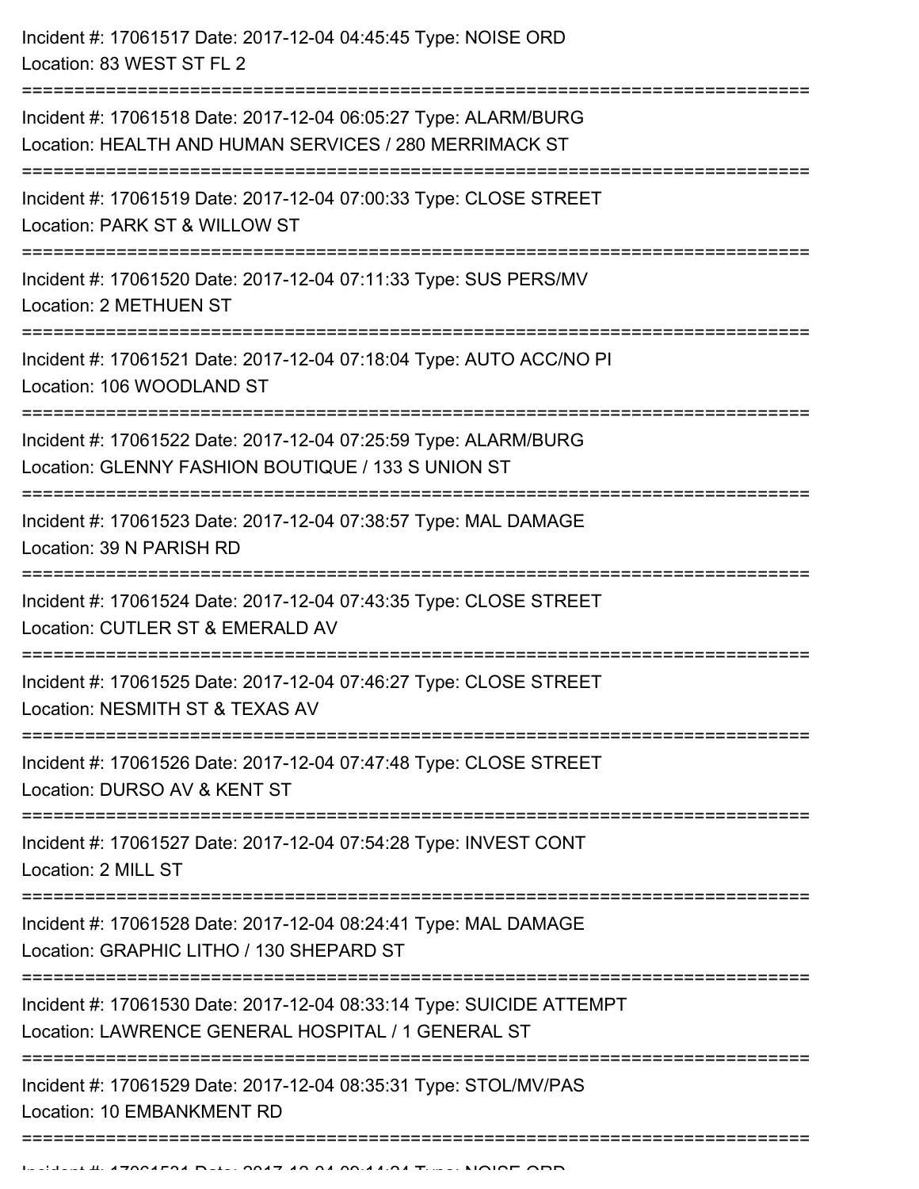Incident #: 17061517 Date: 2017-12-04 04:45:45 Type: NOISE ORD
Location: 83 WEST ST FL 2

===========================================================================

Incident #: 17061518 Date: 2017-12-04 06:05:27 Type: ALARM/BURG
Location: HEALTH AND HUMAN SERVICES / 280 MERRIMACK ST

===========================================================================

Incident #: 17061519 Date: 2017-12-04 07:00:33 Type: CLOSE STREET
Location: PARK ST & WILLOW ST

===========================================================================

Incident #: 17061520 Date: 2017-12-04 07:11:33 Type: SUS PERS/MV
Location: 2 METHUEN ST

===========================================================================

Incident #: 17061521 Date: 2017-12-04 07:18:04 Type: AUTO ACC/NO PI
Location: 106 WOODLAND ST

===========================================================================

Incident #: 17061522 Date: 2017-12-04 07:25:59 Type: ALARM/BURG
Location: GLENNY FASHION BOUTIQUE / 133 S UNION ST

===========================================================================

Incident #: 17061523 Date: 2017-12-04 07:38:57 Type: MAL DAMAGE
Location: 39 N PARISH RD

===========================================================================

Incident #: 17061524 Date: 2017-12-04 07:43:35 Type: CLOSE STREET
Location: CUTLER ST & EMERALD AV

===========================================================================

Incident #: 17061525 Date: 2017-12-04 07:46:27 Type: CLOSE STREET
Location: NESMITH ST & TEXAS AV

===========================================================================

Incident #: 17061526 Date: 2017-12-04 07:47:48 Type: CLOSE STREET
Location: DURSO AV & KENT ST

===========================================================================

Incident #: 17061527 Date: 2017-12-04 07:54:28 Type: INVEST CONT
Location: 2 MILL ST

===========================================================================

Incident #: 17061528 Date: 2017-12-04 08:24:41 Type: MAL DAMAGE
Location: GRAPHIC LITHO / 130 SHEPARD ST

===========================================================================

Incident #: 17061530 Date: 2017-12-04 08:33:14 Type: SUICIDE ATTEMPT
Location: LAWRENCE GENERAL HOSPITAL / 1 GENERAL ST

===========================================================================

Incident #: 17061529 Date: 2017-12-04 08:35:31 Type: STOL/MV/PAS
Location: 10 EMBANKMENT RD

===========================================================================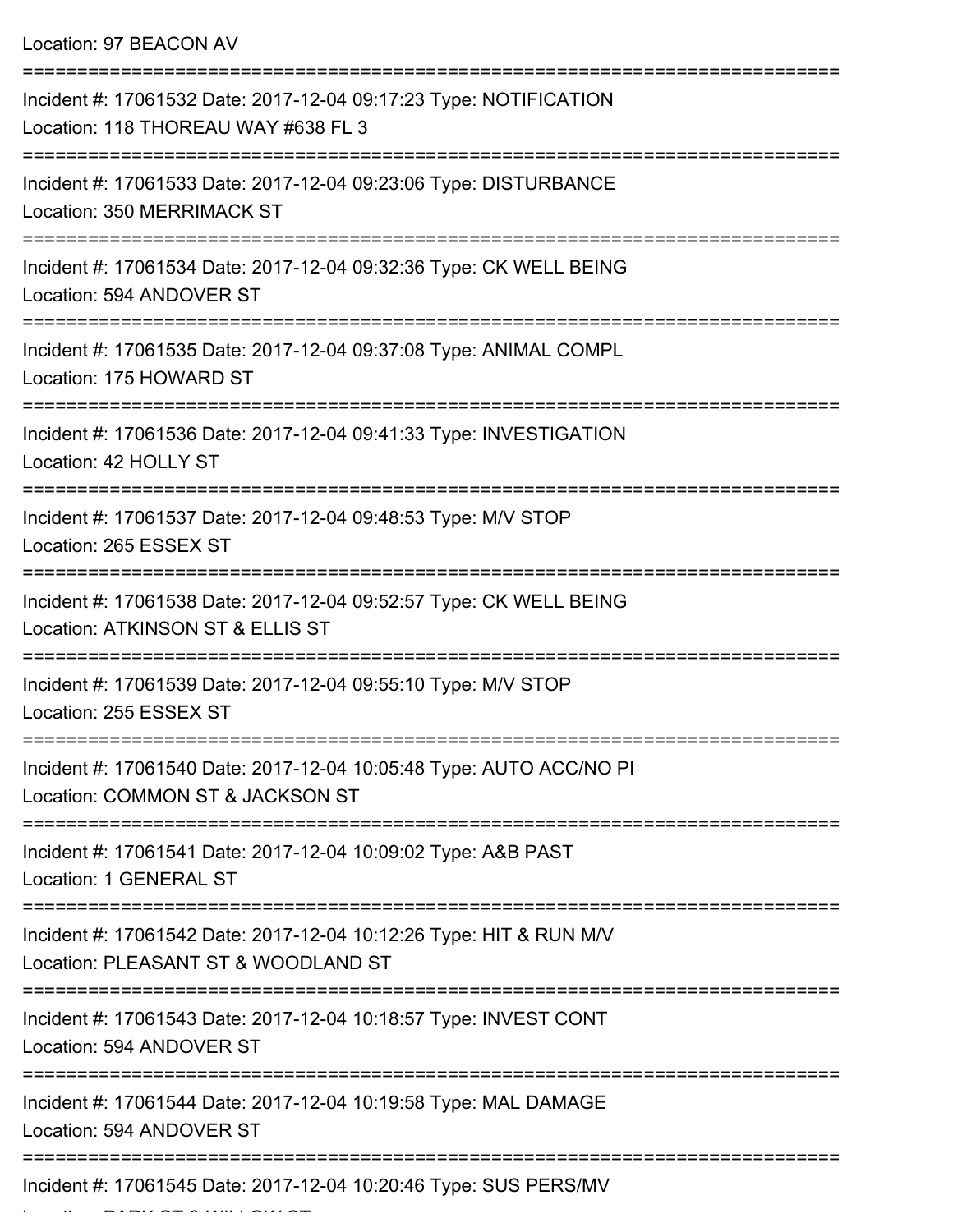Location: 97 BEACON AV

===========================================================================

Incident #: 17061532 Date: 2017-12-04 09:17:23 Type: NOTIFICATION
Location: 118 THOREAU WAY #638 FL 3

===========================================================================

Incident #: 17061533 Date: 2017-12-04 09:23:06 Type: DISTURBANCE
Location: 350 MERRIMACK ST

===========================================================================

Incident #: 17061534 Date: 2017-12-04 09:32:36 Type: CK WELL BEING
Location: 594 ANDOVER ST

===========================================================================

Incident #: 17061535 Date: 2017-12-04 09:37:08 Type: ANIMAL COMPL
Location: 175 HOWARD ST

===========================================================================

Incident #: 17061536 Date: 2017-12-04 09:41:33 Type: INVESTIGATION
Location: 42 HOLLY ST

===========================================================================

Incident #: 17061537 Date: 2017-12-04 09:48:53 Type: M/V STOP
Location: 265 ESSEX ST

===========================================================================

Incident #: 17061538 Date: 2017-12-04 09:52:57 Type: CK WELL BEING
Location: ATKINSON ST & ELLIS ST

===========================================================================

Incident #: 17061539 Date: 2017-12-04 09:55:10 Type: M/V STOP
Location: 255 ESSEX ST

===========================================================================

Incident #: 17061540 Date: 2017-12-04 10:05:48 Type: AUTO ACC/NO PI
Location: COMMON ST & JACKSON ST

===========================================================================

Incident #: 17061541 Date: 2017-12-04 10:09:02 Type: A&B PAST
Location: 1 GENERAL ST

===========================================================================

Incident #: 17061542 Date: 2017-12-04 10:12:26 Type: HIT & RUN M/V
Location: PLEASANT ST & WOODLAND ST

===========================================================================

Incident #: 17061543 Date: 2017-12-04 10:18:57 Type: INVEST CONT
Location: 594 ANDOVER ST

===========================================================================

Incident #: 17061544 Date: 2017-12-04 10:19:58 Type: MAL DAMAGE
Location: 594 ANDOVER ST

===========================================================================

Incident #: 17061545 Date: 2017-12-04 10:20:46 Type: SUS PERS/MV
Location: PARK ST & WILLOW ST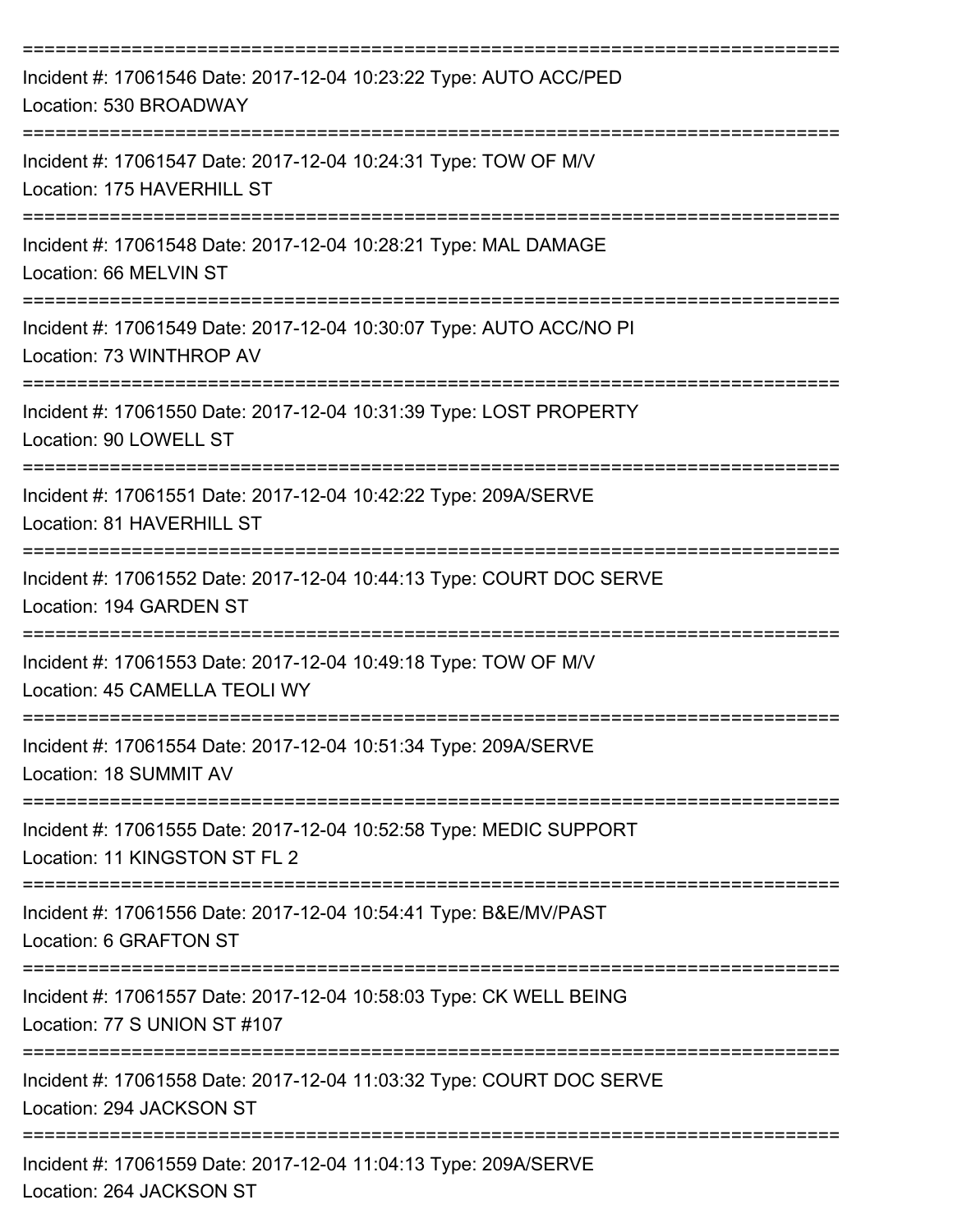===========================================================================
Incident #: 17061546 Date: 2017-12-04 10:23:22 Type: AUTO ACC/PED
Location: 530 BROADWAY
===========================================================================
Incident #: 17061547 Date: 2017-12-04 10:24:31 Type: TOW OF M/V
Location: 175 HAVERHILL ST
===========================================================================
Incident #: 17061548 Date: 2017-12-04 10:28:21 Type: MAL DAMAGE
Location: 66 MELVIN ST
===========================================================================
Incident #: 17061549 Date: 2017-12-04 10:30:07 Type: AUTO ACC/NO PI
Location: 73 WINTHROP AV
===========================================================================
Incident #: 17061550 Date: 2017-12-04 10:31:39 Type: LOST PROPERTY
Location: 90 LOWELL ST
===========================================================================
Incident #: 17061551 Date: 2017-12-04 10:42:22 Type: 209A/SERVE
Location: 81 HAVERHILL ST
===========================================================================
Incident #: 17061552 Date: 2017-12-04 10:44:13 Type: COURT DOC SERVE
Location: 194 GARDEN ST
===========================================================================
Incident #: 17061553 Date: 2017-12-04 10:49:18 Type: TOW OF M/V
Location: 45 CAMELLA TEOLI WY
===========================================================================
Incident #: 17061554 Date: 2017-12-04 10:51:34 Type: 209A/SERVE
Location: 18 SUMMIT AV
===========================================================================
Incident #: 17061555 Date: 2017-12-04 10:52:58 Type: MEDIC SUPPORT
Location: 11 KINGSTON ST FL 2
===========================================================================
Incident #: 17061556 Date: 2017-12-04 10:54:41 Type: B&E/MV/PAST
Location: 6 GRAFTON ST
===========================================================================
Incident #: 17061557 Date: 2017-12-04 10:58:03 Type: CK WELL BEING
Location: 77 S UNION ST #107
===========================================================================
Incident #: 17061558 Date: 2017-12-04 11:03:32 Type: COURT DOC SERVE
Location: 294 JACKSON ST
===========================================================================
Incident #: 17061559 Date: 2017-12-04 11:04:13 Type: 209A/SERVE
Location: 264 JACKSON ST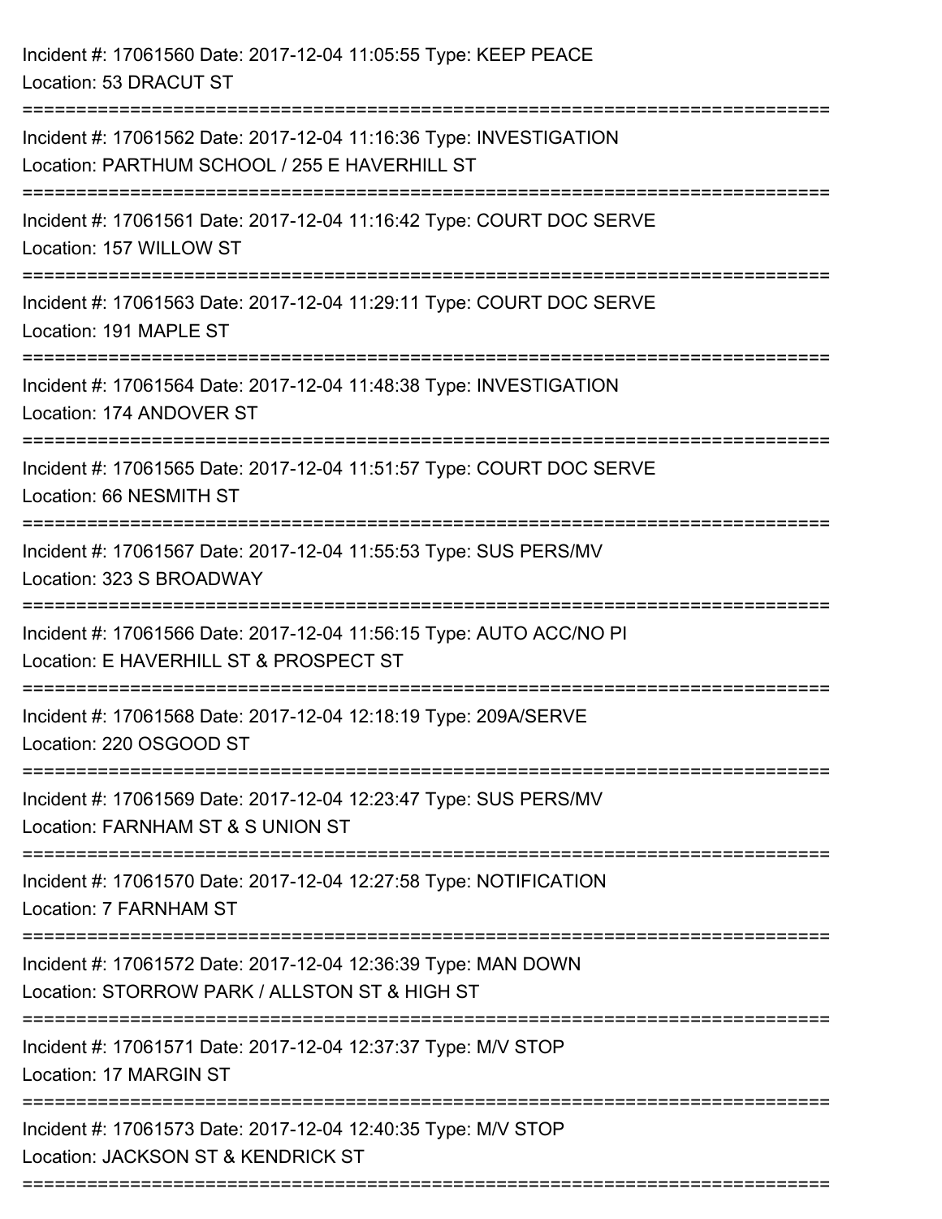Incident #: 17061560 Date: 2017-12-04 11:05:55 Type: KEEP PEACE
Location: 53 DRACUT ST

===========================================================================

Incident #: 17061562 Date: 2017-12-04 11:16:36 Type: INVESTIGATION
Location: PARTHUM SCHOOL / 255 E HAVERHILL ST

===========================================================================

Incident #: 17061561 Date: 2017-12-04 11:16:42 Type: COURT DOC SERVE
Location: 157 WILLOW ST

===========================================================================

Incident #: 17061563 Date: 2017-12-04 11:29:11 Type: COURT DOC SERVE
Location: 191 MAPLE ST

===========================================================================

Incident #: 17061564 Date: 2017-12-04 11:48:38 Type: INVESTIGATION
Location: 174 ANDOVER ST

===========================================================================

Incident #: 17061565 Date: 2017-12-04 11:51:57 Type: COURT DOC SERVE
Location: 66 NESMITH ST

===========================================================================

Incident #: 17061567 Date: 2017-12-04 11:55:53 Type: SUS PERS/MV
Location: 323 S BROADWAY

===========================================================================

Incident #: 17061566 Date: 2017-12-04 11:56:15 Type: AUTO ACC/NO PI
Location: E HAVERHILL ST & PROSPECT ST

===========================================================================

Incident #: 17061568 Date: 2017-12-04 12:18:19 Type: 209A/SERVE
Location: 220 OSGOOD ST

===========================================================================

Incident #: 17061569 Date: 2017-12-04 12:23:47 Type: SUS PERS/MV
Location: FARNHAM ST & S UNION ST

===========================================================================

Incident #: 17061570 Date: 2017-12-04 12:27:58 Type: NOTIFICATION
Location: 7 FARNHAM ST

===========================================================================

Incident #: 17061572 Date: 2017-12-04 12:36:39 Type: MAN DOWN
Location: STORROW PARK / ALLSTON ST & HIGH ST

===========================================================================

Incident #: 17061571 Date: 2017-12-04 12:37:37 Type: M/V STOP
Location: 17 MARGIN ST

===========================================================================

Incident #: 17061573 Date: 2017-12-04 12:40:35 Type: M/V STOP
Location: JACKSON ST & KENDRICK ST

===========================================================================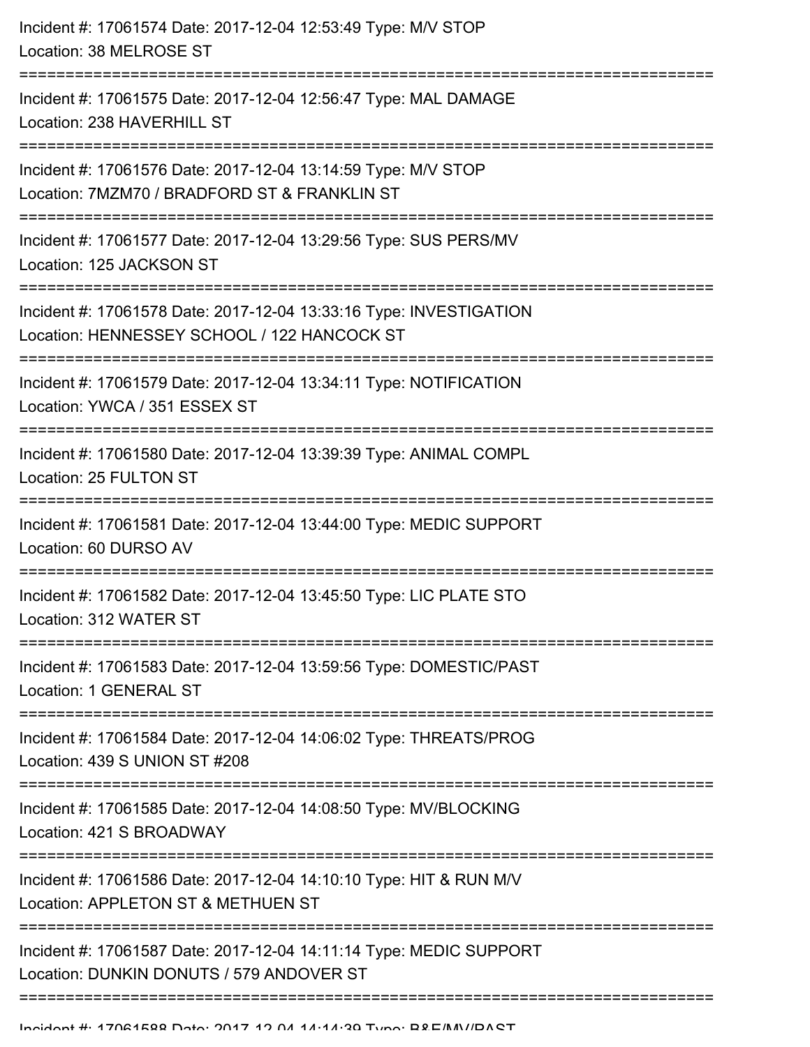Incident #: 17061574 Date: 2017-12-04 12:53:49 Type: M/V STOP
Location: 38 MELROSE ST

===========================================================================

Incident #: 17061575 Date: 2017-12-04 12:56:47 Type: MAL DAMAGE
Location: 238 HAVERHILL ST

===========================================================================

Incident #: 17061576 Date: 2017-12-04 13:14:59 Type: M/V STOP
Location: 7MZM70 / BRADFORD ST & FRANKLIN ST

===========================================================================

Incident #: 17061577 Date: 2017-12-04 13:29:56 Type: SUS PERS/MV
Location: 125 JACKSON ST

===========================================================================

Incident #: 17061578 Date: 2017-12-04 13:33:16 Type: INVESTIGATION
Location: HENNESSEY SCHOOL / 122 HANCOCK ST

===========================================================================

Incident #: 17061579 Date: 2017-12-04 13:34:11 Type: NOTIFICATION
Location: YWCA / 351 ESSEX ST

===========================================================================

Incident #: 17061580 Date: 2017-12-04 13:39:39 Type: ANIMAL COMPL
Location: 25 FULTON ST

===========================================================================

Incident #: 17061581 Date: 2017-12-04 13:44:00 Type: MEDIC SUPPORT
Location: 60 DURSO AV

===========================================================================

Incident #: 17061582 Date: 2017-12-04 13:45:50 Type: LIC PLATE STO
Location: 312 WATER ST

===========================================================================

Incident #: 17061583 Date: 2017-12-04 13:59:56 Type: DOMESTIC/PAST
Location: 1 GENERAL ST

===========================================================================

Incident #: 17061584 Date: 2017-12-04 14:06:02 Type: THREATS/PROG
Location: 439 S UNION ST #208

===========================================================================

Incident #: 17061585 Date: 2017-12-04 14:08:50 Type: MV/BLOCKING
Location: 421 S BROADWAY

===========================================================================

Incident #: 17061586 Date: 2017-12-04 14:10:10 Type: HIT & RUN M/V
Location: APPLETON ST & METHUEN ST

===========================================================================

Incident #: 17061587 Date: 2017-12-04 14:11:14 Type: MEDIC SUPPORT
Location: DUNKIN DONUTS / 579 ANDOVER ST

===========================================================================

Incident #: 17061588 Date: 2017-12-04 14:14:39 Type: B&E/MV/PAST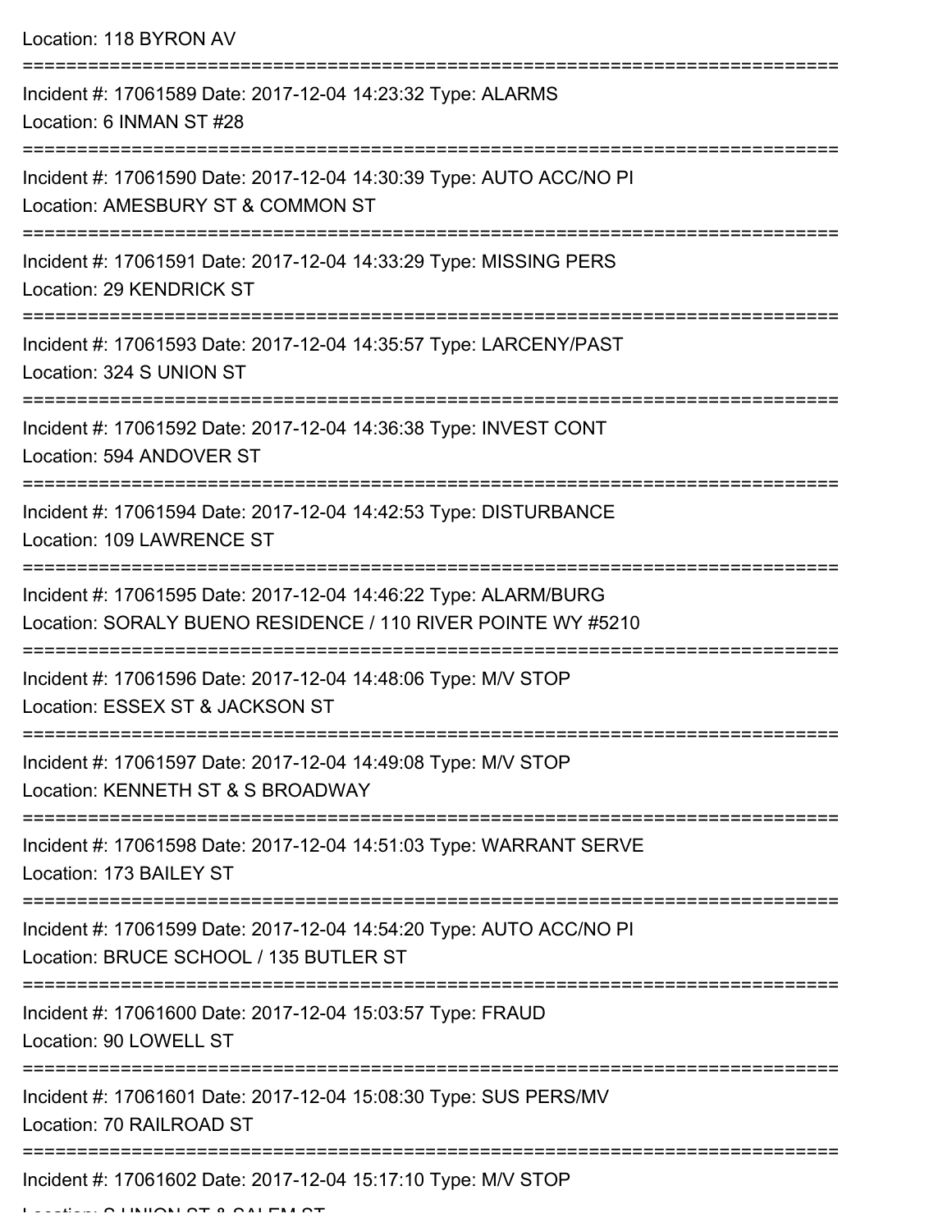Location: 118 BYRON AV

===========================================================================

Incident #: 17061589 Date: 2017-12-04 14:23:32 Type: ALARMS
Location: 6 INMAN ST #28

===========================================================================

Incident #: 17061590 Date: 2017-12-04 14:30:39 Type: AUTO ACC/NO PI
Location: AMESBURY ST & COMMON ST

===========================================================================

Incident #: 17061591 Date: 2017-12-04 14:33:29 Type: MISSING PERS
Location: 29 KENDRICK ST

===========================================================================

Incident #: 17061593 Date: 2017-12-04 14:35:57 Type: LARCENY/PAST
Location: 324 S UNION ST

===========================================================================

Incident #: 17061592 Date: 2017-12-04 14:36:38 Type: INVEST CONT
Location: 594 ANDOVER ST

===========================================================================

Incident #: 17061594 Date: 2017-12-04 14:42:53 Type: DISTURBANCE
Location: 109 LAWRENCE ST

===========================================================================

Incident #: 17061595 Date: 2017-12-04 14:46:22 Type: ALARM/BURG
Location: SORALY BUENO RESIDENCE / 110 RIVER POINTE WY #5210

===========================================================================

Incident #: 17061596 Date: 2017-12-04 14:48:06 Type: M/V STOP
Location: ESSEX ST & JACKSON ST

===========================================================================

Incident #: 17061597 Date: 2017-12-04 14:49:08 Type: M/V STOP
Location: KENNETH ST & S BROADWAY

===========================================================================

Incident #: 17061598 Date: 2017-12-04 14:51:03 Type: WARRANT SERVE
Location: 173 BAILEY ST

===========================================================================

Incident #: 17061599 Date: 2017-12-04 14:54:20 Type: AUTO ACC/NO PI
Location: BRUCE SCHOOL / 135 BUTLER ST

===========================================================================

Incident #: 17061600 Date: 2017-12-04 15:03:57 Type: FRAUD
Location: 90 LOWELL ST

===========================================================================

Incident #: 17061601 Date: 2017-12-04 15:08:30 Type: SUS PERS/MV
Location: 70 RAILROAD ST

===========================================================================

Incident #: 17061602 Date: 2017-12-04 15:17:10 Type: M/V STOP
Location: S UNION ST & SALEM ST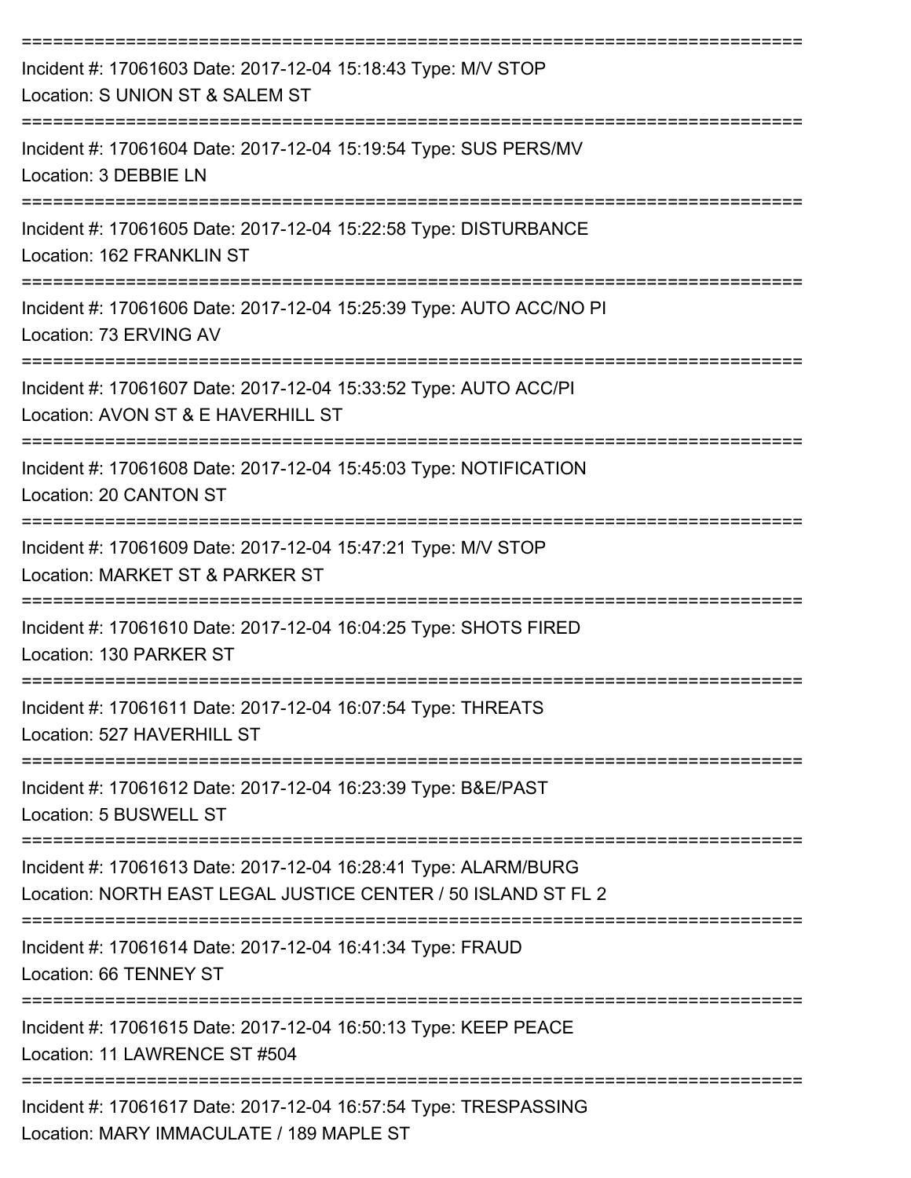===========================================================================
Incident #: 17061603 Date: 2017-12-04 15:18:43 Type: M/V STOP
Location: S UNION ST & SALEM ST
===========================================================================
Incident #: 17061604 Date: 2017-12-04 15:19:54 Type: SUS PERS/MV
Location: 3 DEBBIE LN
===========================================================================
Incident #: 17061605 Date: 2017-12-04 15:22:58 Type: DISTURBANCE
Location: 162 FRANKLIN ST
===========================================================================
Incident #: 17061606 Date: 2017-12-04 15:25:39 Type: AUTO ACC/NO PI
Location: 73 ERVING AV
===========================================================================
Incident #: 17061607 Date: 2017-12-04 15:33:52 Type: AUTO ACC/PI
Location: AVON ST & E HAVERHILL ST
===========================================================================
Incident #: 17061608 Date: 2017-12-04 15:45:03 Type: NOTIFICATION
Location: 20 CANTON ST
===========================================================================
Incident #: 17061609 Date: 2017-12-04 15:47:21 Type: M/V STOP
Location: MARKET ST & PARKER ST
===========================================================================
Incident #: 17061610 Date: 2017-12-04 16:04:25 Type: SHOTS FIRED
Location: 130 PARKER ST
===========================================================================
Incident #: 17061611 Date: 2017-12-04 16:07:54 Type: THREATS
Location: 527 HAVERHILL ST
===========================================================================
Incident #: 17061612 Date: 2017-12-04 16:23:39 Type: B&E/PAST
Location: 5 BUSWELL ST
===========================================================================
Incident #: 17061613 Date: 2017-12-04 16:28:41 Type: ALARM/BURG
Location: NORTH EAST LEGAL JUSTICE CENTER / 50 ISLAND ST FL 2
===========================================================================
Incident #: 17061614 Date: 2017-12-04 16:41:34 Type: FRAUD
Location: 66 TENNEY ST
===========================================================================
Incident #: 17061615 Date: 2017-12-04 16:50:13 Type: KEEP PEACE
Location: 11 LAWRENCE ST #504
===========================================================================
Incident #: 17061617 Date: 2017-12-04 16:57:54 Type: TRESPASSING
Location: MARY IMMACULATE / 189 MAPLE ST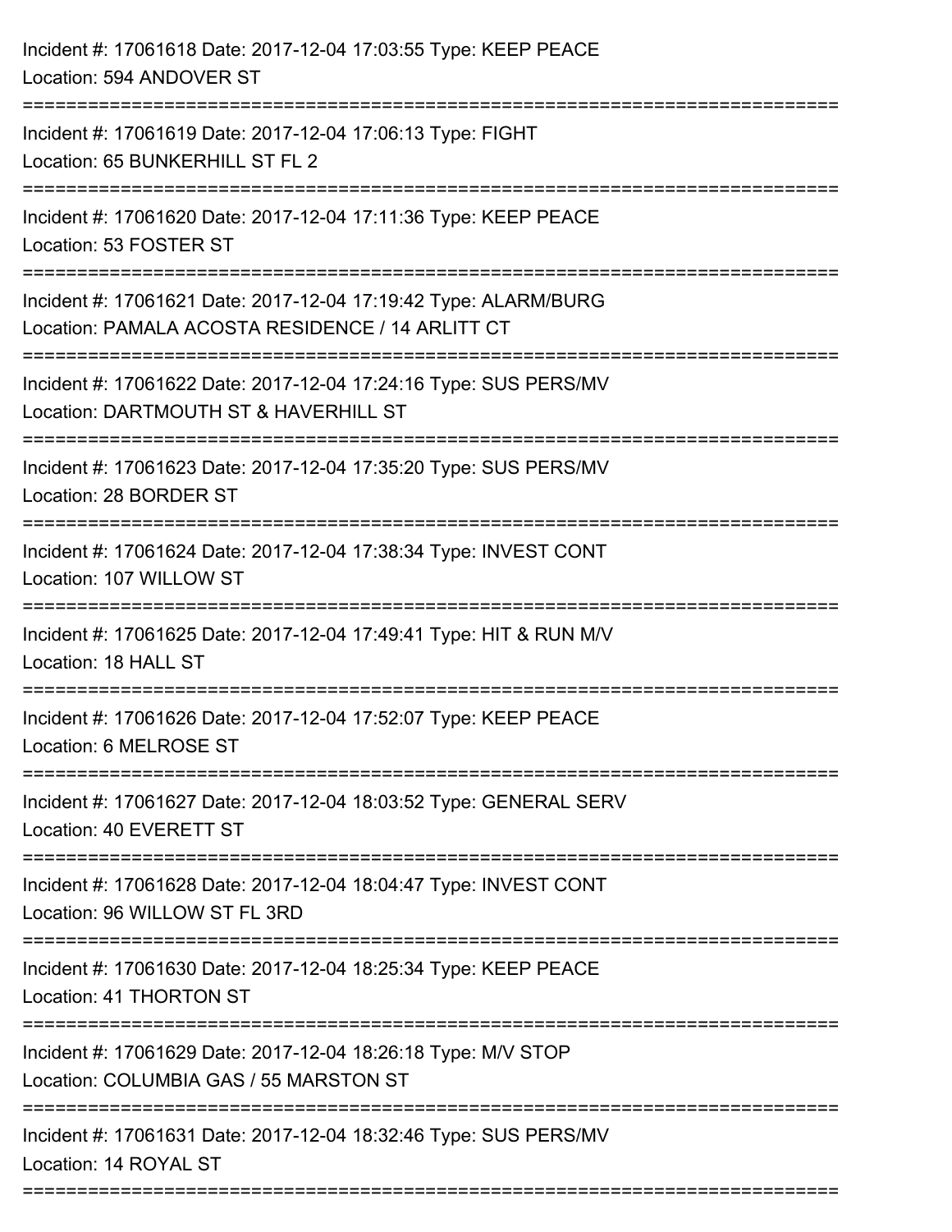Incident #: 17061618 Date: 2017-12-04 17:03:55 Type: KEEP PEACE
Location: 594 ANDOVER ST

===========================================================================

Incident #: 17061619 Date: 2017-12-04 17:06:13 Type: FIGHT
Location: 65 BUNKERHILL ST FL 2

===========================================================================

Incident #: 17061620 Date: 2017-12-04 17:11:36 Type: KEEP PEACE
Location: 53 FOSTER ST

===========================================================================

Incident #: 17061621 Date: 2017-12-04 17:19:42 Type: ALARM/BURG
Location: PAMALA ACOSTA RESIDENCE / 14 ARLITT CT

===========================================================================

Incident #: 17061622 Date: 2017-12-04 17:24:16 Type: SUS PERS/MV
Location: DARTMOUTH ST & HAVERHILL ST

===========================================================================

Incident #: 17061623 Date: 2017-12-04 17:35:20 Type: SUS PERS/MV
Location: 28 BORDER ST

===========================================================================

Incident #: 17061624 Date: 2017-12-04 17:38:34 Type: INVEST CONT
Location: 107 WILLOW ST

===========================================================================

Incident #: 17061625 Date: 2017-12-04 17:49:41 Type: HIT & RUN M/V
Location: 18 HALL ST

===========================================================================

Incident #: 17061626 Date: 2017-12-04 17:52:07 Type: KEEP PEACE
Location: 6 MELROSE ST

===========================================================================

Incident #: 17061627 Date: 2017-12-04 18:03:52 Type: GENERAL SERV
Location: 40 EVERETT ST

===========================================================================

Incident #: 17061628 Date: 2017-12-04 18:04:47 Type: INVEST CONT
Location: 96 WILLOW ST FL 3RD

===========================================================================

Incident #: 17061630 Date: 2017-12-04 18:25:34 Type: KEEP PEACE
Location: 41 THORTON ST

===========================================================================

Incident #: 17061629 Date: 2017-12-04 18:26:18 Type: M/V STOP
Location: COLUMBIA GAS / 55 MARSTON ST

===========================================================================

Incident #: 17061631 Date: 2017-12-04 18:32:46 Type: SUS PERS/MV
Location: 14 ROYAL ST

===========================================================================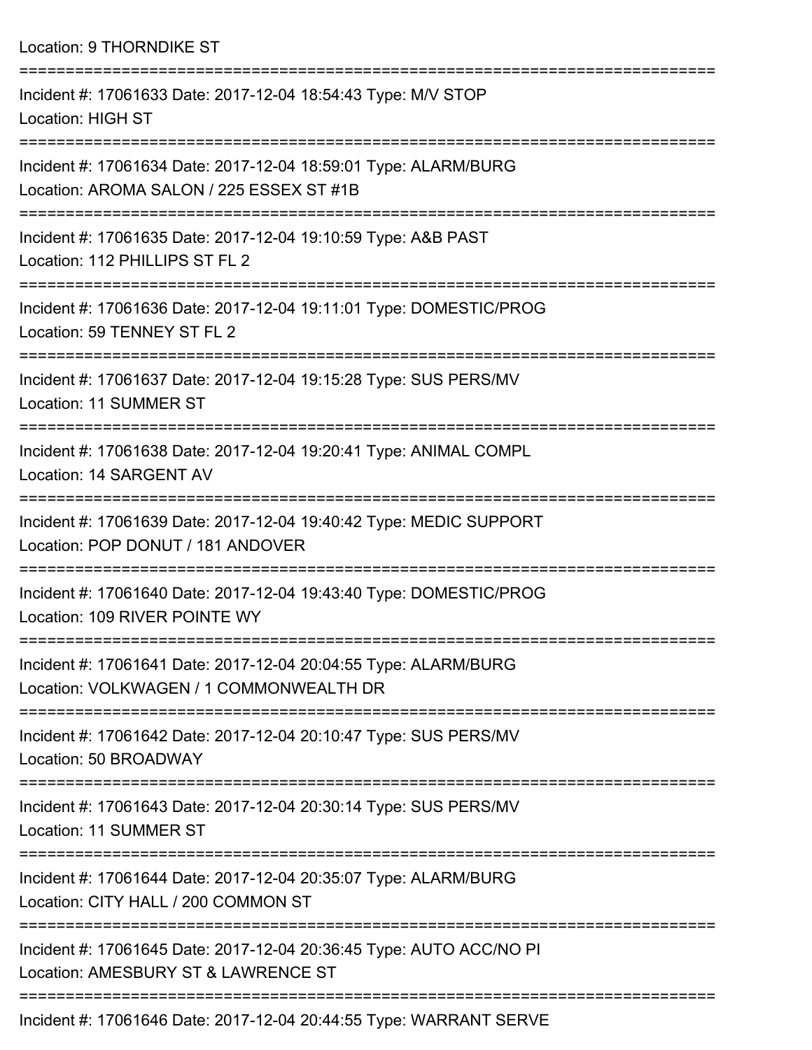Location: 9 THORNDIKE ST

===========================================================================

Incident #: 17061633 Date: 2017-12-04 18:54:43 Type: M/V STOP
Location: HIGH ST

===========================================================================

Incident #: 17061634 Date: 2017-12-04 18:59:01 Type: ALARM/BURG
Location: AROMA SALON / 225 ESSEX ST #1B

===========================================================================

Incident #: 17061635 Date: 2017-12-04 19:10:59 Type: A&B PAST
Location: 112 PHILLIPS ST FL 2

===========================================================================

Incident #: 17061636 Date: 2017-12-04 19:11:01 Type: DOMESTIC/PROG
Location: 59 TENNEY ST FL 2

===========================================================================

Incident #: 17061637 Date: 2017-12-04 19:15:28 Type: SUS PERS/MV
Location: 11 SUMMER ST

===========================================================================

Incident #: 17061638 Date: 2017-12-04 19:20:41 Type: ANIMAL COMPL
Location: 14 SARGENT AV

===========================================================================

Incident #: 17061639 Date: 2017-12-04 19:40:42 Type: MEDIC SUPPORT
Location: POP DONUT / 181 ANDOVER

===========================================================================

Incident #: 17061640 Date: 2017-12-04 19:43:40 Type: DOMESTIC/PROG
Location: 109 RIVER POINTE WY

===========================================================================

Incident #: 17061641 Date: 2017-12-04 20:04:55 Type: ALARM/BURG
Location: VOLKWAGEN / 1 COMMONWEALTH DR

===========================================================================

Incident #: 17061642 Date: 2017-12-04 20:10:47 Type: SUS PERS/MV
Location: 50 BROADWAY

===========================================================================

Incident #: 17061643 Date: 2017-12-04 20:30:14 Type: SUS PERS/MV
Location: 11 SUMMER ST

===========================================================================

Incident #: 17061644 Date: 2017-12-04 20:35:07 Type: ALARM/BURG
Location: CITY HALL / 200 COMMON ST

===========================================================================

Incident #: 17061645 Date: 2017-12-04 20:36:45 Type: AUTO ACC/NO PI
Location: AMESBURY ST & LAWRENCE ST

===========================================================================

Incident #: 17061646 Date: 2017-12-04 20:44:55 Type: WARRANT SERVE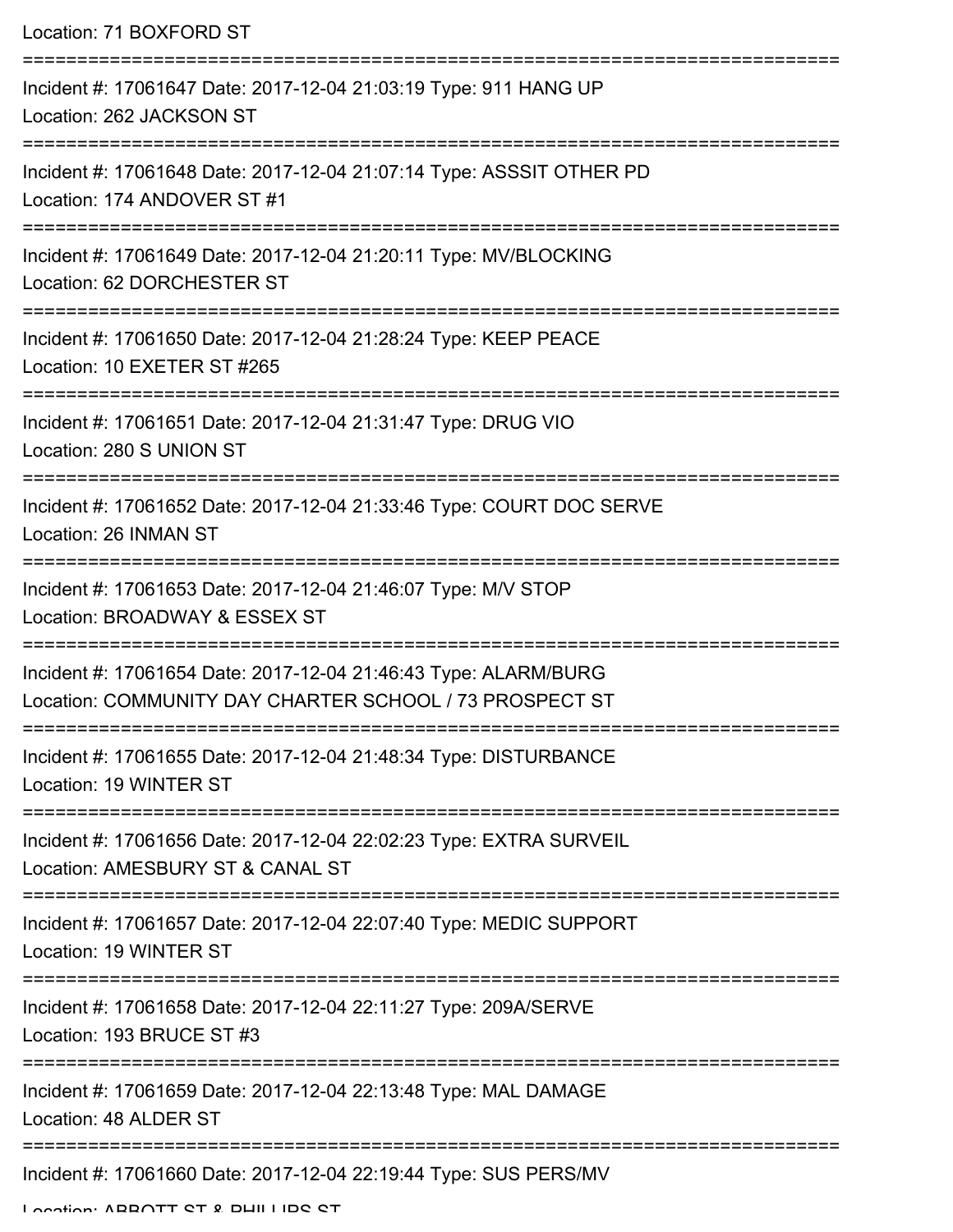Location: 71 BOXFORD ST

===========================================================================

Incident #: 17061647 Date: 2017-12-04 21:03:19 Type: 911 HANG UP
Location: 262 JACKSON ST

===========================================================================

Incident #: 17061648 Date: 2017-12-04 21:07:14 Type: ASSSIT OTHER PD
Location: 174 ANDOVER ST #1

===========================================================================

Incident #: 17061649 Date: 2017-12-04 21:20:11 Type: MV/BLOCKING
Location: 62 DORCHESTER ST

===========================================================================

Incident #: 17061650 Date: 2017-12-04 21:28:24 Type: KEEP PEACE
Location: 10 EXETER ST #265

===========================================================================

Incident #: 17061651 Date: 2017-12-04 21:31:47 Type: DRUG VIO
Location: 280 S UNION ST

===========================================================================

Incident #: 17061652 Date: 2017-12-04 21:33:46 Type: COURT DOC SERVE
Location: 26 INMAN ST

===========================================================================

Incident #: 17061653 Date: 2017-12-04 21:46:07 Type: M/V STOP
Location: BROADWAY & ESSEX ST

===========================================================================

Incident #: 17061654 Date: 2017-12-04 21:46:43 Type: ALARM/BURG
Location: COMMUNITY DAY CHARTER SCHOOL / 73 PROSPECT ST

===========================================================================

Incident #: 17061655 Date: 2017-12-04 21:48:34 Type: DISTURBANCE
Location: 19 WINTER ST

===========================================================================

Incident #: 17061656 Date: 2017-12-04 22:02:23 Type: EXTRA SURVEIL
Location: AMESBURY ST & CANAL ST

===========================================================================

Incident #: 17061657 Date: 2017-12-04 22:07:40 Type: MEDIC SUPPORT
Location: 19 WINTER ST

===========================================================================

Incident #: 17061658 Date: 2017-12-04 22:11:27 Type: 209A/SERVE
Location: 193 BRUCE ST #3

===========================================================================

Incident #: 17061659 Date: 2017-12-04 22:13:48 Type: MAL DAMAGE
Location: 48 ALDER ST

===========================================================================

Incident #: 17061660 Date: 2017-12-04 22:19:44 Type: SUS PERS/MV
Location: ABBOTT ST & PHILLIPS ST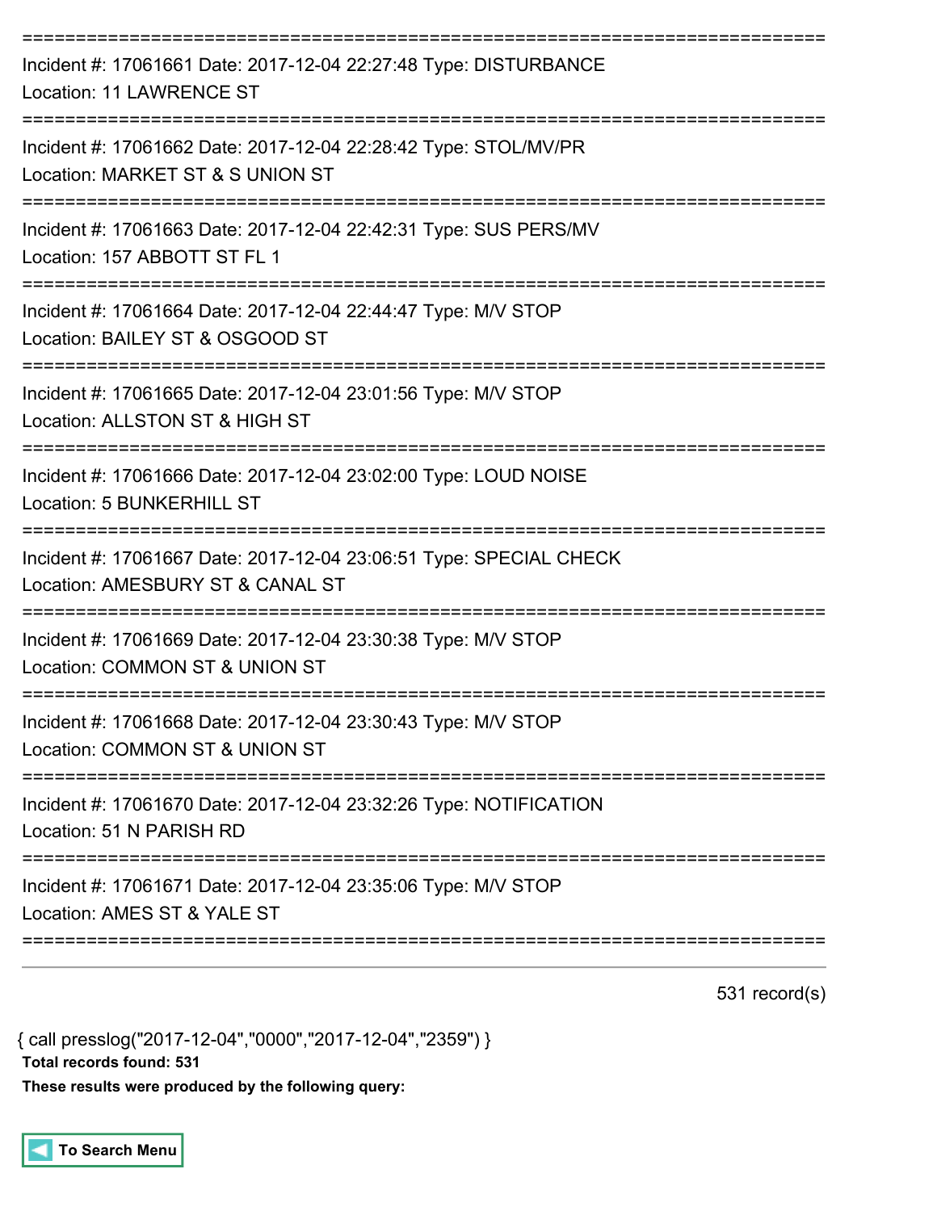===========================================================================

Incident #: 17061661 Date: 2017-12-04 22:27:48 Type: DISTURBANCE
Location: 11 LAWRENCE ST

===========================================================================

Incident #: 17061662 Date: 2017-12-04 22:28:42 Type: STOL/MV/PR
Location: MARKET ST & S UNION ST

===========================================================================

Incident #: 17061663 Date: 2017-12-04 22:42:31 Type: SUS PERS/MV
Location: 157 ABBOTT ST FL 1

===========================================================================

Incident #: 17061664 Date: 2017-12-04 22:44:47 Type: M/V STOP
Location: BAILEY ST & OSGOOD ST

===========================================================================

Incident #: 17061665 Date: 2017-12-04 23:01:56 Type: M/V STOP
Location: ALLSTON ST & HIGH ST

===========================================================================

Incident #: 17061666 Date: 2017-12-04 23:02:00 Type: LOUD NOISE
Location: 5 BUNKERHILL ST

===========================================================================

Incident #: 17061667 Date: 2017-12-04 23:06:51 Type: SPECIAL CHECK
Location: AMESBURY ST & CANAL ST

===========================================================================

Incident #: 17061669 Date: 2017-12-04 23:30:38 Type: M/V STOP
Location: COMMON ST & UNION ST

===========================================================================

Incident #: 17061668 Date: 2017-12-04 23:30:43 Type: M/V STOP
Location: COMMON ST & UNION ST

===========================================================================

Incident #: 17061670 Date: 2017-12-04 23:32:26 Type: NOTIFICATION
Location: 51 N PARISH RD

===========================================================================

Incident #: 17061671 Date: 2017-12-04 23:35:06 Type: M/V STOP
Location: AMES ST & YALE ST

===========================================================================

531 record(s)

{ call presslog("2017-12-04","0000","2017-12-04","2359") }

**Total records found: 531**

**These results were produced by the following query:**

**To Search Menu**